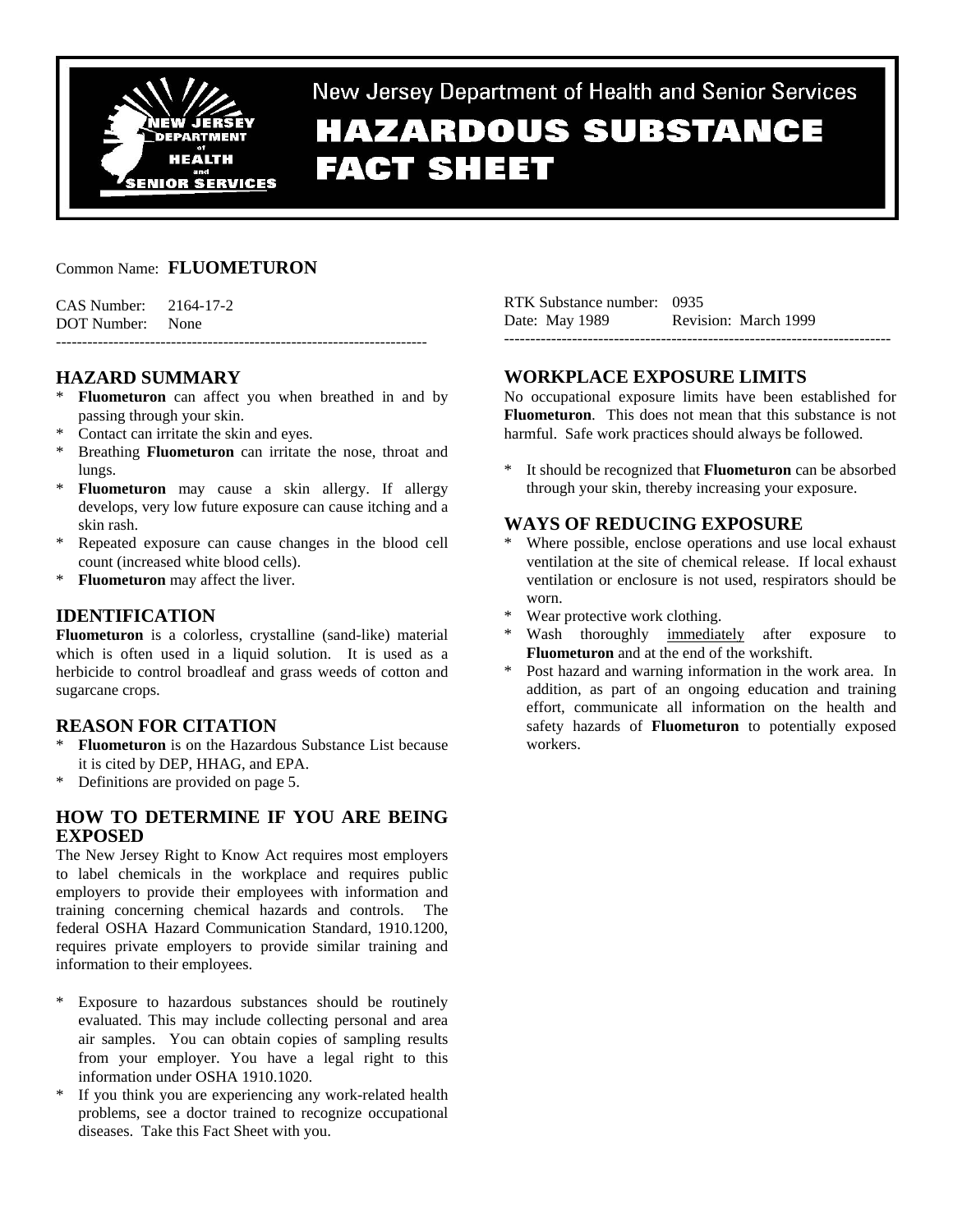New Jersey Department of Health and Senior Services

# HAZARDOUS SUBSTANCE FACT SHEET

Common Name: **FLUOMETURON**

CAS Number: 2164-17-2
DOT Number: None

RTK Substance number: 0935
Date: May 1989  Revision: March 1999

## HAZARD SUMMARY

* **Fluometuron** can affect you when breathed in and by passing through your skin.
* Contact can irritate the skin and eyes.
* Breathing **Fluometuron** can irritate the nose, throat and lungs.
* **Fluometuron** may cause a skin allergy. If allergy develops, very low future exposure can cause itching and a skin rash.
* Repeated exposure can cause changes in the blood cell count (increased white blood cells).
* **Fluometuron** may affect the liver.

## IDENTIFICATION

**Fluometuron** is a colorless, crystalline (sand-like) material which is often used in a liquid solution. It is used as a herbicide to control broadleaf and grass weeds of cotton and sugarcane crops.

## REASON FOR CITATION

* **Fluometuron** is on the Hazardous Substance List because it is cited by DEP, HHAG, and EPA.
* Definitions are provided on page 5.

## HOW TO DETERMINE IF YOU ARE BEING EXPOSED

The New Jersey Right to Know Act requires most employers to label chemicals in the workplace and requires public employers to provide their employees with information and training concerning chemical hazards and controls. The federal OSHA Hazard Communication Standard, 1910.1200, requires private employers to provide similar training and information to their employees.

* Exposure to hazardous substances should be routinely evaluated. This may include collecting personal and area air samples. You can obtain copies of sampling results from your employer. You have a legal right to this information under OSHA 1910.1020.
* If you think you are experiencing any work-related health problems, see a doctor trained to recognize occupational diseases. Take this Fact Sheet with you.

## WORKPLACE EXPOSURE LIMITS

No occupational exposure limits have been established for **Fluometuron**. This does not mean that this substance is not harmful. Safe work practices should always be followed.

* It should be recognized that **Fluometuron** can be absorbed through your skin, thereby increasing your exposure.

## WAYS OF REDUCING EXPOSURE

* Where possible, enclose operations and use local exhaust ventilation at the site of chemical release. If local exhaust ventilation or enclosure is not used, respirators should be worn.
* Wear protective work clothing.
* Wash thoroughly immediately after exposure to **Fluometuron** and at the end of the workshift.
* Post hazard and warning information in the work area. In addition, as part of an ongoing education and training effort, communicate all information on the health and safety hazards of **Fluometuron** to potentially exposed workers.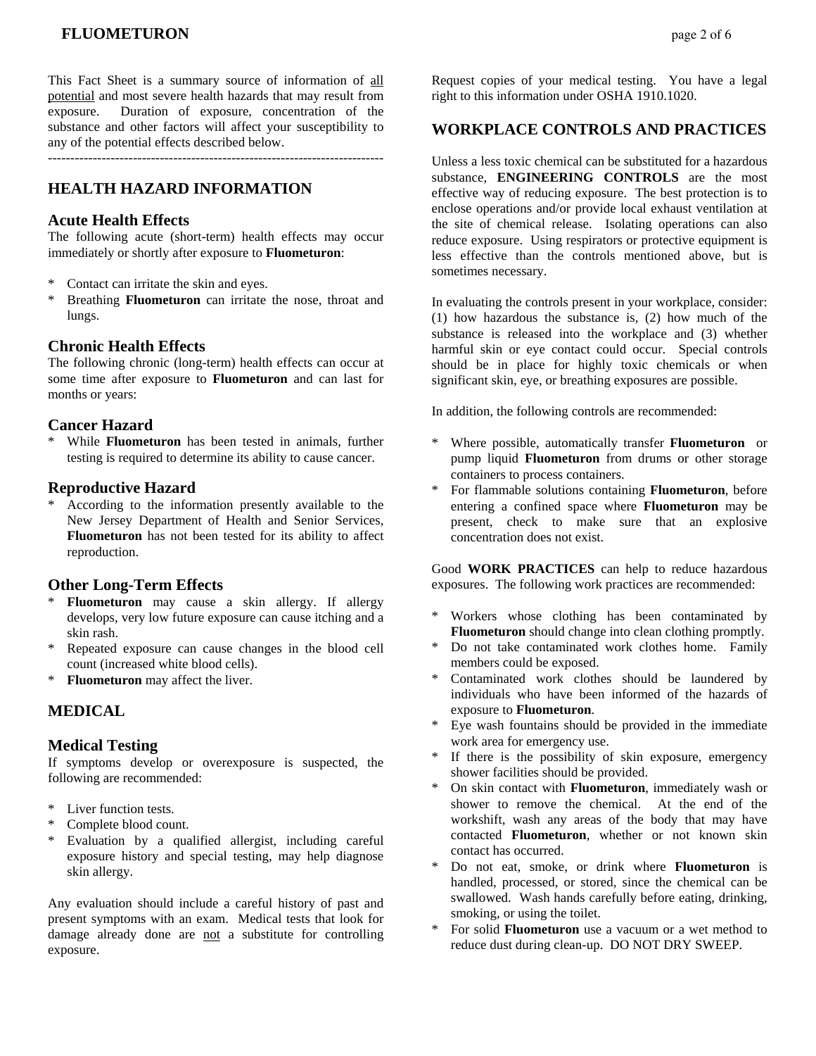This Fact Sheet is a summary source of information of all potential and most severe health hazards that may result from exposure. Duration of exposure, concentration of the substance and other factors will affect your susceptibility to any of the potential effects described below.

---------------------------------------------------------------------------

## HEALTH HAZARD INFORMATION

### Acute Health Effects

The following acute (short-term) health effects may occur immediately or shortly after exposure to **Fluometuron**:

* Contact can irritate the skin and eyes.
* Breathing **Fluometuron** can irritate the nose, throat and lungs.

### Chronic Health Effects

The following chronic (long-term) health effects can occur at some time after exposure to **Fluometuron** and can last for months or years:

### Cancer Hazard

* While **Fluometuron** has been tested in animals, further testing is required to determine its ability to cause cancer.

### Reproductive Hazard

* According to the information presently available to the New Jersey Department of Health and Senior Services, **Fluometuron** has not been tested for its ability to affect reproduction.

### Other Long-Term Effects

* **Fluometuron** may cause a skin allergy. If allergy develops, very low future exposure can cause itching and a skin rash.
* Repeated exposure can cause changes in the blood cell count (increased white blood cells).
* **Fluometuron** may affect the liver.

## MEDICAL

### Medical Testing

If symptoms develop or overexposure is suspected, the following are recommended:

* Liver function tests.
* Complete blood count.
* Evaluation by a qualified allergist, including careful exposure history and special testing, may help diagnose skin allergy.

Any evaluation should include a careful history of past and present symptoms with an exam. Medical tests that look for damage already done are not a substitute for controlling exposure.

Request copies of your medical testing. You have a legal right to this information under OSHA 1910.1020.

## WORKPLACE CONTROLS AND PRACTICES

Unless a less toxic chemical can be substituted for a hazardous substance, **ENGINEERING CONTROLS** are the most effective way of reducing exposure. The best protection is to enclose operations and/or provide local exhaust ventilation at the site of chemical release. Isolating operations can also reduce exposure. Using respirators or protective equipment is less effective than the controls mentioned above, but is sometimes necessary.

In evaluating the controls present in your workplace, consider: (1) how hazardous the substance is, (2) how much of the substance is released into the workplace and (3) whether harmful skin or eye contact could occur. Special controls should be in place for highly toxic chemicals or when significant skin, eye, or breathing exposures are possible.

In addition, the following controls are recommended:

* Where possible, automatically transfer **Fluometuron** or pump liquid **Fluometuron** from drums or other storage containers to process containers.
* For flammable solutions containing **Fluometuron**, before entering a confined space where **Fluometuron** may be present, check to make sure that an explosive concentration does not exist.

Good **WORK PRACTICES** can help to reduce hazardous exposures. The following work practices are recommended:

* Workers whose clothing has been contaminated by **Fluometuron** should change into clean clothing promptly.
* Do not take contaminated work clothes home. Family members could be exposed.
* Contaminated work clothes should be laundered by individuals who have been informed of the hazards of exposure to **Fluometuron**.
* Eye wash fountains should be provided in the immediate work area for emergency use.
* If there is the possibility of skin exposure, emergency shower facilities should be provided.
* On skin contact with **Fluometuron**, immediately wash or shower to remove the chemical. At the end of the workshift, wash any areas of the body that may have contacted **Fluometuron**, whether or not known skin contact has occurred.
* Do not eat, smoke, or drink where **Fluometuron** is handled, processed, or stored, since the chemical can be swallowed. Wash hands carefully before eating, drinking, smoking, or using the toilet.
* For solid **Fluometuron** use a vacuum or a wet method to reduce dust during clean-up. DO NOT DRY SWEEP.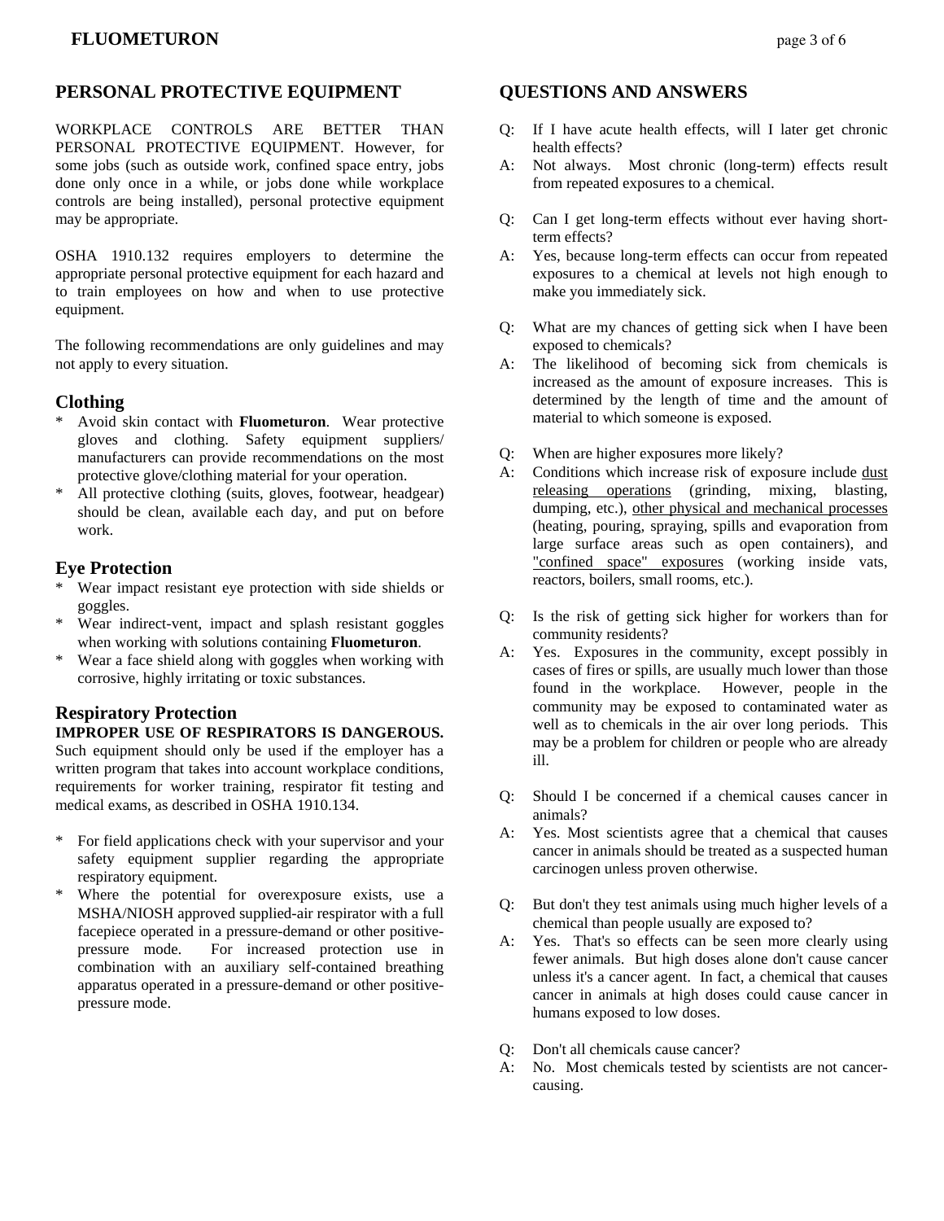## PERSONAL PROTECTIVE EQUIPMENT

WORKPLACE CONTROLS ARE BETTER THAN PERSONAL PROTECTIVE EQUIPMENT. However, for some jobs (such as outside work, confined space entry, jobs done only once in a while, or jobs done while workplace controls are being installed), personal protective equipment may be appropriate.

OSHA 1910.132 requires employers to determine the appropriate personal protective equipment for each hazard and to train employees on how and when to use protective equipment.

The following recommendations are only guidelines and may not apply to every situation.

### Clothing

* Avoid skin contact with **Fluometuron**. Wear protective gloves and clothing. Safety equipment suppliers/ manufacturers can provide recommendations on the most protective glove/clothing material for your operation.
* All protective clothing (suits, gloves, footwear, headgear) should be clean, available each day, and put on before work.

### Eye Protection

* Wear impact resistant eye protection with side shields or goggles.
* Wear indirect-vent, impact and splash resistant goggles when working with solutions containing **Fluometuron**.
* Wear a face shield along with goggles when working with corrosive, highly irritating or toxic substances.

### Respiratory Protection

**IMPROPER USE OF RESPIRATORS IS DANGEROUS.** Such equipment should only be used if the employer has a written program that takes into account workplace conditions, requirements for worker training, respirator fit testing and medical exams, as described in OSHA 1910.134.

* For field applications check with your supervisor and your safety equipment supplier regarding the appropriate respiratory equipment.
* Where the potential for overexposure exists, use a MSHA/NIOSH approved supplied-air respirator with a full facepiece operated in a pressure-demand or other positive-pressure mode. For increased protection use in combination with an auxiliary self-contained breathing apparatus operated in a pressure-demand or other positive-pressure mode.

## QUESTIONS AND ANSWERS

Q: If I have acute health effects, will I later get chronic health effects?
A: Not always. Most chronic (long-term) effects result from repeated exposures to a chemical.

Q: Can I get long-term effects without ever having short-term effects?
A: Yes, because long-term effects can occur from repeated exposures to a chemical at levels not high enough to make you immediately sick.

Q: What are my chances of getting sick when I have been exposed to chemicals?
A: The likelihood of becoming sick from chemicals is increased as the amount of exposure increases. This is determined by the length of time and the amount of material to which someone is exposed.

Q: When are higher exposures more likely?
A: Conditions which increase risk of exposure include dust releasing operations (grinding, mixing, blasting, dumping, etc.), other physical and mechanical processes (heating, pouring, spraying, spills and evaporation from large surface areas such as open containers), and "confined space" exposures (working inside vats, reactors, boilers, small rooms, etc.).

Q: Is the risk of getting sick higher for workers than for community residents?
A: Yes. Exposures in the community, except possibly in cases of fires or spills, are usually much lower than those found in the workplace. However, people in the community may be exposed to contaminated water as well as to chemicals in the air over long periods. This may be a problem for children or people who are already ill.

Q: Should I be concerned if a chemical causes cancer in animals?
A: Yes. Most scientists agree that a chemical that causes cancer in animals should be treated as a suspected human carcinogen unless proven otherwise.

Q: But don't they test animals using much higher levels of a chemical than people usually are exposed to?
A: Yes. That's so effects can be seen more clearly using fewer animals. But high doses alone don't cause cancer unless it's a cancer agent. In fact, a chemical that causes cancer in animals at high doses could cause cancer in humans exposed to low doses.

Q: Don't all chemicals cause cancer?
A: No. Most chemicals tested by scientists are not cancer-causing.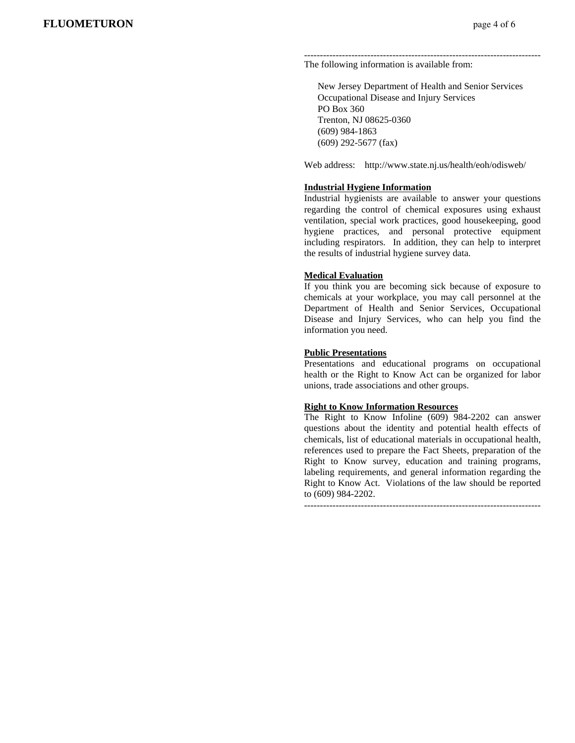---

The following information is available from:

New Jersey Department of Health and Senior Services
Occupational Disease and Injury Services
PO Box 360
Trenton, NJ 08625-0360
(609) 984-1863
(609) 292-5677 (fax)

Web address: http://www.state.nj.us/health/eoh/odisweb/

**Industrial Hygiene Information**

Industrial hygienists are available to answer your questions regarding the control of chemical exposures using exhaust ventilation, special work practices, good housekeeping, good hygiene practices, and personal protective equipment including respirators. In addition, they can help to interpret the results of industrial hygiene survey data.

**Medical Evaluation**

If you think you are becoming sick because of exposure to chemicals at your workplace, you may call personnel at the Department of Health and Senior Services, Occupational Disease and Injury Services, who can help you find the information you need.

**Public Presentations**

Presentations and educational programs on occupational health or the Right to Know Act can be organized for labor unions, trade associations and other groups.

**Right to Know Information Resources**

The Right to Know Infoline (609) 984-2202 can answer questions about the identity and potential health effects of chemicals, list of educational materials in occupational health, references used to prepare the Fact Sheets, preparation of the Right to Know survey, education and training programs, labeling requirements, and general information regarding the Right to Know Act. Violations of the law should be reported to (609) 984-2202.

---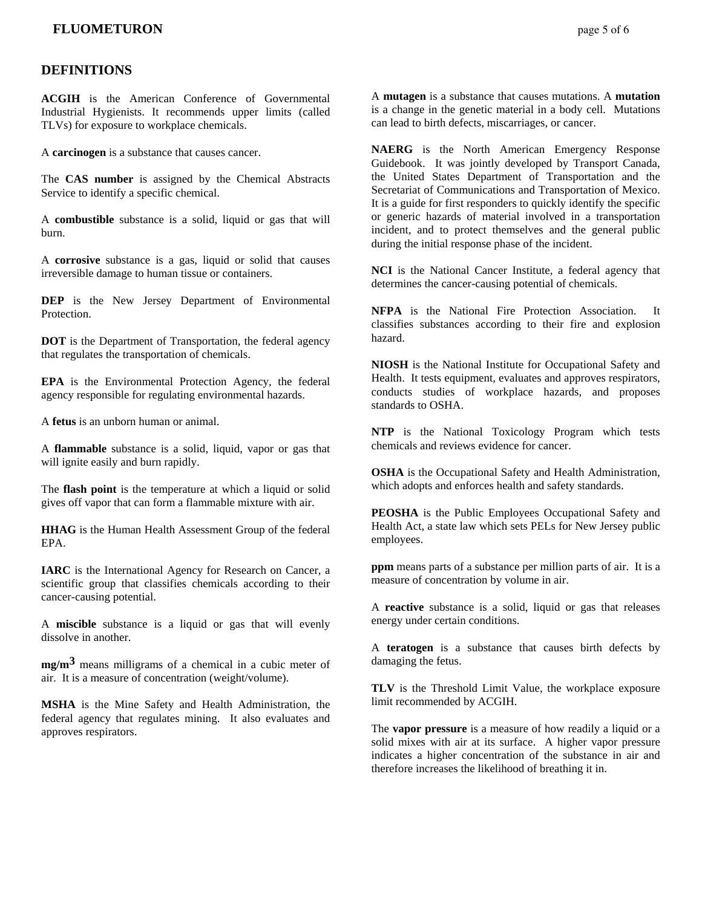## DEFINITIONS

**ACGIH** is the American Conference of Governmental Industrial Hygienists. It recommends upper limits (called TLVs) for exposure to workplace chemicals.

A **carcinogen** is a substance that causes cancer.

The **CAS number** is assigned by the Chemical Abstracts Service to identify a specific chemical.

A **combustible** substance is a solid, liquid or gas that will burn.

A **corrosive** substance is a gas, liquid or solid that causes irreversible damage to human tissue or containers.

**DEP** is the New Jersey Department of Environmental Protection.

**DOT** is the Department of Transportation, the federal agency that regulates the transportation of chemicals.

**EPA** is the Environmental Protection Agency, the federal agency responsible for regulating environmental hazards.

A **fetus** is an unborn human or animal.

A **flammable** substance is a solid, liquid, vapor or gas that will ignite easily and burn rapidly.

The **flash point** is the temperature at which a liquid or solid gives off vapor that can form a flammable mixture with air.

**HHAG** is the Human Health Assessment Group of the federal EPA.

**IARC** is the International Agency for Research on Cancer, a scientific group that classifies chemicals according to their cancer-causing potential.

A **miscible** substance is a liquid or gas that will evenly dissolve in another.

**$mg/m^3$** means milligrams of a chemical in a cubic meter of air. It is a measure of concentration (weight/volume).

**MSHA** is the Mine Safety and Health Administration, the federal agency that regulates mining. It also evaluates and approves respirators.

A **mutagen** is a substance that causes mutations. A **mutation** is a change in the genetic material in a body cell. Mutations can lead to birth defects, miscarriages, or cancer.

**NAERG** is the North American Emergency Response Guidebook. It was jointly developed by Transport Canada, the United States Department of Transportation and the Secretariat of Communications and Transportation of Mexico. It is a guide for first responders to quickly identify the specific or generic hazards of material involved in a transportation incident, and to protect themselves and the general public during the initial response phase of the incident.

**NCI** is the National Cancer Institute, a federal agency that determines the cancer-causing potential of chemicals.

**NFPA** is the National Fire Protection Association. It classifies substances according to their fire and explosion hazard.

**NIOSH** is the National Institute for Occupational Safety and Health. It tests equipment, evaluates and approves respirators, conducts studies of workplace hazards, and proposes standards to OSHA.

**NTP** is the National Toxicology Program which tests chemicals and reviews evidence for cancer.

**OSHA** is the Occupational Safety and Health Administration, which adopts and enforces health and safety standards.

**PEOSHA** is the Public Employees Occupational Safety and Health Act, a state law which sets PELs for New Jersey public employees.

**ppm** means parts of a substance per million parts of air. It is a measure of concentration by volume in air.

A **reactive** substance is a solid, liquid or gas that releases energy under certain conditions.

A **teratogen** is a substance that causes birth defects by damaging the fetus.

**TLV** is the Threshold Limit Value, the workplace exposure limit recommended by ACGIH.

The **vapor pressure** is a measure of how readily a liquid or a solid mixes with air at its surface. A higher vapor pressure indicates a higher concentration of the substance in air and therefore increases the likelihood of breathing it in.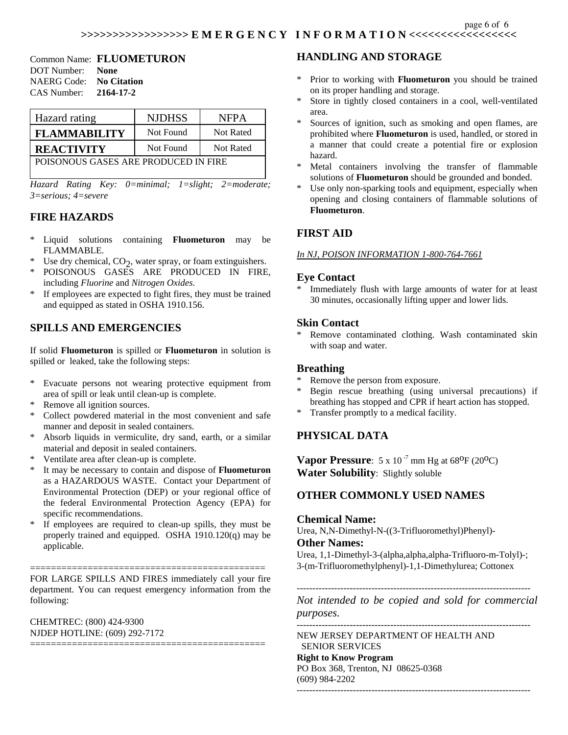# >>>>>>>>>>>>>>>>> E M E R G E N C Y   I N F O R M A T I O N <<<<<<<<<<<<<<<<<

Common Name: **FLUOMETURON**
DOT Number: **None**
NAERG Code: **No Citation**
CAS Number: **2164-17-2**

| Hazard rating | NJDHSS | NFPA |
|---|---|---|
| **FLAMMABILITY** | Not Found | Not Rated |
| **REACTIVITY** | Not Found | Not Rated |
| POISONOUS GASES ARE PRODUCED IN FIRE | | |

*Hazard Rating Key: 0=minimal; 1=slight; 2=moderate; 3=serious; 4=severe*

## FIRE HAZARDS

* Liquid solutions containing **Fluometuron** may be FLAMMABLE.
* Use dry chemical, $CO_2$, water spray, or foam extinguishers.
* POISONOUS GASES ARE PRODUCED IN FIRE, including *Fluorine* and *Nitrogen Oxides*.
* If employees are expected to fight fires, they must be trained and equipped as stated in OSHA 1910.156.

## SPILLS AND EMERGENCIES

If solid **Fluometuron** is spilled or **Fluometuron** in solution is spilled or leaked, take the following steps:

* Evacuate persons not wearing protective equipment from area of spill or leak until clean-up is complete.
* Remove all ignition sources.
* Collect powdered material in the most convenient and safe manner and deposit in sealed containers.
* Absorb liquids in vermiculite, dry sand, earth, or a similar material and deposit in sealed containers.
* Ventilate area after clean-up is complete.
* It may be necessary to contain and dispose of **Fluometuron** as a HAZARDOUS WASTE. Contact your Department of Environmental Protection (DEP) or your regional office of the federal Environmental Protection Agency (EPA) for specific recommendations.
* If employees are required to clean-up spills, they must be properly trained and equipped. OSHA 1910.120(q) may be applicable.

============================================

FOR LARGE SPILLS AND FIRES immediately call your fire department. You can request emergency information from the following:

CHEMTREC: (800) 424-9300
NJDEP HOTLINE: (609) 292-7172

============================================

## HANDLING AND STORAGE

* Prior to working with **Fluometuron** you should be trained on its proper handling and storage.
* Store in tightly closed containers in a cool, well-ventilated area.
* Sources of ignition, such as smoking and open flames, are prohibited where **Fluometuron** is used, handled, or stored in a manner that could create a potential fire or explosion hazard.
* Metal containers involving the transfer of flammable solutions of **Fluometuron** should be grounded and bonded.
* Use only non-sparking tools and equipment, especially when opening and closing containers of flammable solutions of **Fluometuron**.

## FIRST AID

*In NJ, POISON INFORMATION 1-800-764-7661*

### Eye Contact

* Immediately flush with large amounts of water for at least 30 minutes, occasionally lifting upper and lower lids.

### Skin Contact

* Remove contaminated clothing. Wash contaminated skin with soap and water.

### Breathing

* Remove the person from exposure.
* Begin rescue breathing (using universal precautions) if breathing has stopped and CPR if heart action has stopped.
* Transfer promptly to a medical facility.

## PHYSICAL DATA

**Vapor Pressure**: $5 \times 10^{-7}$ mm Hg at 68$^{o}$F (20$^{o}$C)
**Water Solubility**: Slightly soluble

## OTHER COMMONLY USED NAMES

### Chemical Name:

Urea, N,N-Dimethyl-N-((3-Trifluoromethyl)Phenyl)-

### Other Names:

Urea, 1,1-Dimethyl-3-(alpha,alpha,alpha-Trifluoro-m-Tolyl)-; 3-(m-Trifluoromethylphenyl)-1,1-Dimethylurea; Cottonex

---

*Not intended to be copied and sold for commercial purposes.*

---

NEW JERSEY DEPARTMENT OF HEALTH AND SENIOR SERVICES
**Right to Know Program**
PO Box 368, Trenton, NJ 08625-0368
(609) 984-2202

---